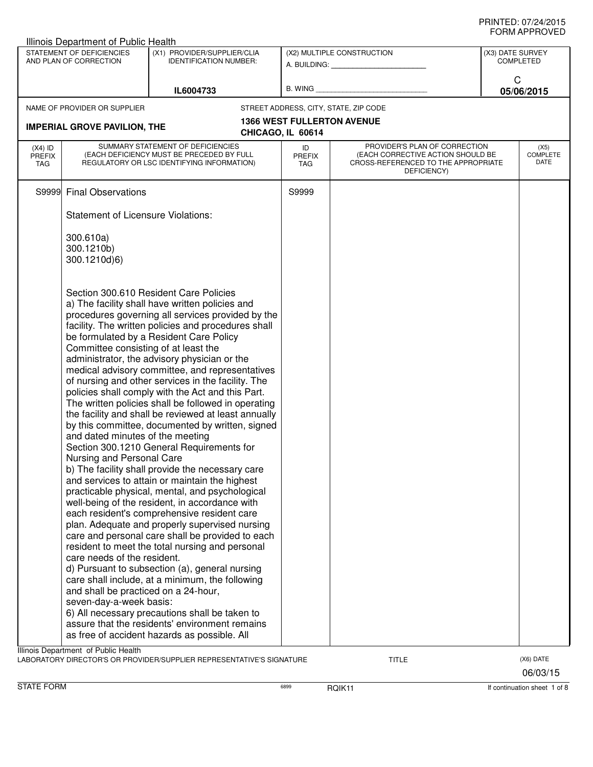PRINTED: 07/24/2015
FORM APPROVED

Illinois Department of Public Health

| STATEMENT OF DEFICIENCIES AND PLAN OF CORRECTION | (X1) PROVIDER/SUPPLIER/CLIA IDENTIFICATION NUMBER: | (X2) MULTIPLE CONSTRUCTION | (X3) DATE SURVEY COMPLETED |
|---|---|---|---|
| | IL6004733 | A. BUILDING: ______ B. WING ______ | C 05/06/2015 |

NAME OF PROVIDER OR SUPPLIER: **IMPERIAL GROVE PAVILION, THE**

STREET ADDRESS, CITY, STATE, ZIP CODE: **1366 WEST FULLERTON AVENUE CHICAGO, IL 60614**

| (X4) ID PREFIX TAG | SUMMARY STATEMENT OF DEFICIENCIES (EACH DEFICIENCY MUST BE PRECEDED BY FULL REGULATORY OR LSC IDENTIFYING INFORMATION) | ID PREFIX TAG | PROVIDER'S PLAN OF CORRECTION (EACH CORRECTIVE ACTION SHOULD BE CROSS-REFERENCED TO THE APPROPRIATE DEFICIENCY) | (X5) COMPLETE DATE |
|---|---|---|---|---|
| S9999 | Final Observations | S9999 | | |

Statement of Licensure Violations:

300.610a)
300.1210b)
300.1210d)6)

Section 300.610 Resident Care Policies
a) The facility shall have written policies and procedures governing all services provided by the facility. The written policies and procedures shall be formulated by a Resident Care Policy Committee consisting of at least the administrator, the advisory physician or the medical advisory committee, and representatives of nursing and other services in the facility. The policies shall comply with the Act and this Part. The written policies shall be followed in operating the facility and shall be reviewed at least annually by this committee, documented by written, signed and dated minutes of the meeting
Section 300.1210 General Requirements for Nursing and Personal Care
b) The facility shall provide the necessary care and services to attain or maintain the highest practicable physical, mental, and psychological well-being of the resident, in accordance with each resident's comprehensive resident care plan. Adequate and properly supervised nursing care and personal care shall be provided to each resident to meet the total nursing and personal care needs of the resident.
d) Pursuant to subsection (a), general nursing care shall include, at a minimum, the following and shall be practiced on a 24-hour, seven-day-a-week basis:
6) All necessary precautions shall be taken to assure that the residents' environment remains as free of accident hazards as possible. All

Illinois Department of Public Health
LABORATORY DIRECTOR'S OR PROVIDER/SUPPLIER REPRESENTATIVE'S SIGNATURE | TITLE | (X6) DATE 06/03/15

STATE FORM 6899 RQIK11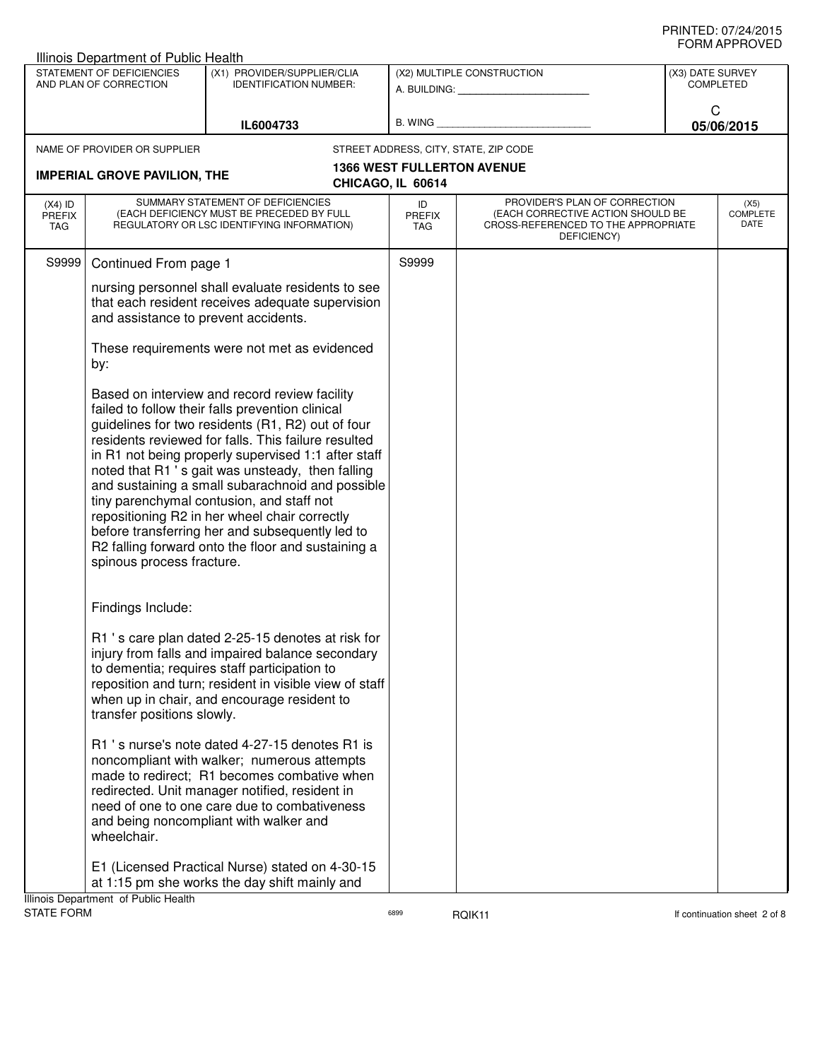PRINTED: 07/24/2015
FORM APPROVED

Illinois Department of Public Health

| STATEMENT OF DEFICIENCIES AND PLAN OF CORRECTION | (X1) PROVIDER/SUPPLIER/CLIA IDENTIFICATION NUMBER: | (X2) MULTIPLE CONSTRUCTION | (X3) DATE SURVEY COMPLETED |
|---|---|---|---|
| | IL6004733 | A. BUILDING: ______ B. WING ______ | C 05/06/2015 |

NAME OF PROVIDER OR SUPPLIER: **IMPERIAL GROVE PAVILION, THE**

STREET ADDRESS, CITY, STATE, ZIP CODE: **1366 WEST FULLERTON AVENUE CHICAGO, IL 60614**

| (X4) ID PREFIX TAG | SUMMARY STATEMENT OF DEFICIENCIES (EACH DEFICIENCY MUST BE PRECEDED BY FULL REGULATORY OR LSC IDENTIFYING INFORMATION) | ID PREFIX TAG | PROVIDER'S PLAN OF CORRECTION (EACH CORRECTIVE ACTION SHOULD BE CROSS-REFERENCED TO THE APPROPRIATE DEFICIENCY) | (X5) COMPLETE DATE |
|---|---|---|---|---|
| S9999 | Continued From page 1 | S9999 | | |

nursing personnel shall evaluate residents to see that each resident receives adequate supervision and assistance to prevent accidents.

These requirements were not met as evidenced by:

Based on interview and record review facility failed to follow their falls prevention clinical guidelines for two residents (R1, R2) out of four residents reviewed for falls. This failure resulted in R1 not being properly supervised 1:1 after staff noted that R1 ' s gait was unsteady, then falling and sustaining a small subarachnoid and possible tiny parenchymal contusion, and staff not repositioning R2 in her wheel chair correctly before transferring her and subsequently led to R2 falling forward onto the floor and sustaining a spinous process fracture.

Findings Include:

R1 ' s care plan dated 2-25-15 denotes at risk for injury from falls and impaired balance secondary to dementia; requires staff participation to reposition and turn; resident in visible view of staff when up in chair, and encourage resident to transfer positions slowly.

R1 ' s nurse's note dated 4-27-15 denotes R1 is noncompliant with walker; numerous attempts made to redirect; R1 becomes combative when redirected. Unit manager notified, resident in need of one to one care due to combativeness and being noncompliant with walker and wheelchair.

E1 (Licensed Practical Nurse) stated on 4-30-15 at 1:15 pm she works the day shift mainly and

Illinois Department of Public Health
STATE FORM 6899 RQIK11 If continuation sheet 2 of 8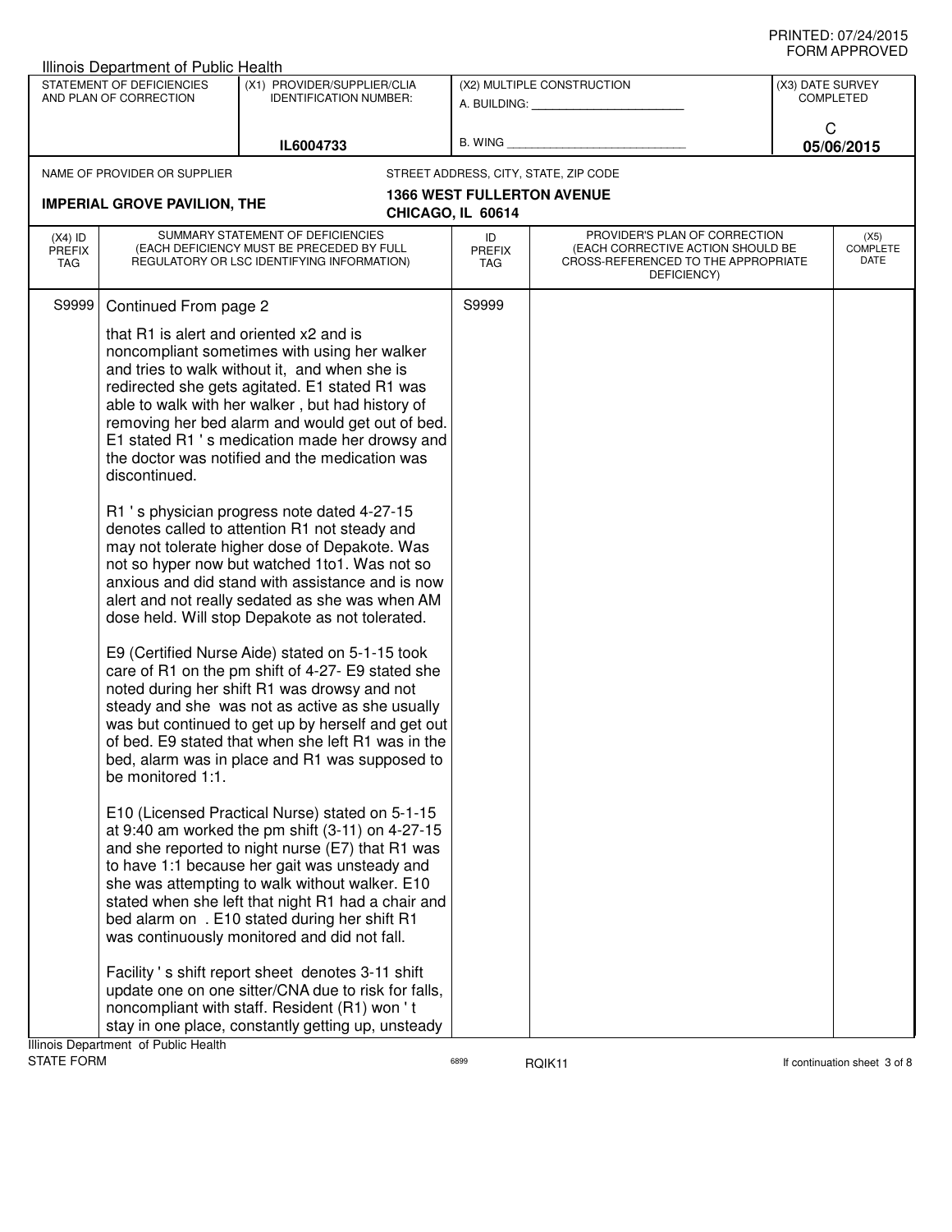PRINTED: 07/24/2015
FORM APPROVED

Illinois Department of Public Health

| STATEMENT OF DEFICIENCIES AND PLAN OF CORRECTION | (X1) PROVIDER/SUPPLIER/CLIA IDENTIFICATION NUMBER: | (X2) MULTIPLE CONSTRUCTION | (X3) DATE SURVEY COMPLETED |
|---|---|---|---|
| | IL6004733 | A. BUILDING: ______ B. WING ______ | C 05/06/2015 |

NAME OF PROVIDER OR SUPPLIER: **IMPERIAL GROVE PAVILION, THE**

STREET ADDRESS, CITY, STATE, ZIP CODE: **1366 WEST FULLERTON AVENUE CHICAGO, IL 60614**

| (X4) ID PREFIX TAG | SUMMARY STATEMENT OF DEFICIENCIES (EACH DEFICIENCY MUST BE PRECEDED BY FULL REGULATORY OR LSC IDENTIFYING INFORMATION) | ID PREFIX TAG | PROVIDER'S PLAN OF CORRECTION (EACH CORRECTIVE ACTION SHOULD BE CROSS-REFERENCED TO THE APPROPRIATE DEFICIENCY) | (X5) COMPLETE DATE |
|---|---|---|---|---|
| S9999 | Continued From page 2 | S9999 | | |

that R1 is alert and oriented x2 and is noncompliant sometimes with using her walker and tries to walk without it, and when she is redirected she gets agitated. E1 stated R1 was able to walk with her walker , but had history of removing her bed alarm and would get out of bed. E1 stated R1 ' s medication made her drowsy and the doctor was notified and the medication was discontinued.

R1 ' s physician progress note dated 4-27-15 denotes called to attention R1 not steady and may not tolerate higher dose of Depakote. Was not so hyper now but watched 1to1. Was not so anxious and did stand with assistance and is now alert and not really sedated as she was when AM dose held. Will stop Depakote as not tolerated.

E9 (Certified Nurse Aide) stated on 5-1-15 took care of R1 on the pm shift of 4-27- E9 stated she noted during her shift R1 was drowsy and not steady and she was not as active as she usually was but continued to get up by herself and get out of bed. E9 stated that when she left R1 was in the bed, alarm was in place and R1 was supposed to be monitored 1:1.

E10 (Licensed Practical Nurse) stated on 5-1-15 at 9:40 am worked the pm shift (3-11) on 4-27-15 and she reported to night nurse (E7) that R1 was to have 1:1 because her gait was unsteady and she was attempting to walk without walker. E10 stated when she left that night R1 had a chair and bed alarm on . E10 stated during her shift R1 was continuously monitored and did not fall.

Facility ' s shift report sheet denotes 3-11 shift update one on one sitter/CNA due to risk for falls, noncompliant with staff. Resident (R1) won ' t stay in one place, constantly getting up, unsteady

Illinois Department of Public Health
STATE FORM 6899 RQIK11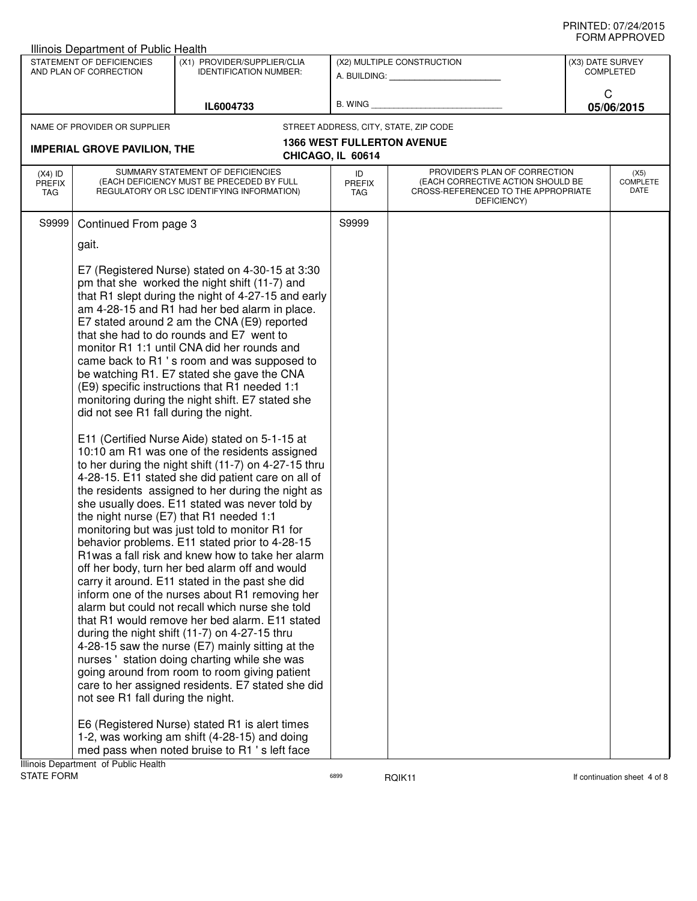PRINTED: 07/24/2015
FORM APPROVED

Illinois Department of Public Health

| STATEMENT OF DEFICIENCIES AND PLAN OF CORRECTION | (X1) PROVIDER/SUPPLIER/CLIA IDENTIFICATION NUMBER: | (X2) MULTIPLE CONSTRUCTION | (X3) DATE SURVEY COMPLETED |
|---|---|---|---|
| | IL6004733 | A. BUILDING: ______ B. WING ______ | C 05/06/2015 |

NAME OF PROVIDER OR SUPPLIER: **IMPERIAL GROVE PAVILION, THE**

STREET ADDRESS, CITY, STATE, ZIP CODE: **1366 WEST FULLERTON AVENUE, CHICAGO, IL 60614**

| (X4) ID PREFIX TAG | SUMMARY STATEMENT OF DEFICIENCIES (EACH DEFICIENCY MUST BE PRECEDED BY FULL REGULATORY OR LSC IDENTIFYING INFORMATION) | ID PREFIX TAG | PROVIDER'S PLAN OF CORRECTION (EACH CORRECTIVE ACTION SHOULD BE CROSS-REFERENCED TO THE APPROPRIATE DEFICIENCY) | (X5) COMPLETE DATE |
|---|---|---|---|---|
| S9999 | Continued From page 3 | S9999 | | |

gait.

E7 (Registered Nurse) stated on 4-30-15 at 3:30 pm that she worked the night shift (11-7) and that R1 slept during the night of 4-27-15 and early am 4-28-15 and R1 had her bed alarm in place. E7 stated around 2 am the CNA (E9) reported that she had to do rounds and E7 went to monitor R1 1:1 until CNA did her rounds and came back to R1 ' s room and was supposed to be watching R1. E7 stated she gave the CNA (E9) specific instructions that R1 needed 1:1 monitoring during the night shift. E7 stated she did not see R1 fall during the night.

E11 (Certified Nurse Aide) stated on 5-1-15 at 10:10 am R1 was one of the residents assigned to her during the night shift (11-7) on 4-27-15 thru 4-28-15. E11 stated she did patient care on all of the residents assigned to her during the night as she usually does. E11 stated was never told by the night nurse (E7) that R1 needed 1:1 monitoring but was just told to monitor R1 for behavior problems. E11 stated prior to 4-28-15 R1was a fall risk and knew how to take her alarm off her body, turn her bed alarm off and would carry it around. E11 stated in the past she did inform one of the nurses about R1 removing her alarm but could not recall which nurse she told that R1 would remove her bed alarm. E11 stated during the night shift (11-7) on 4-27-15 thru 4-28-15 saw the nurse (E7) mainly sitting at the nurses ' station doing charting while she was going around from room to room giving patient care to her assigned residents. E7 stated she did not see R1 fall during the night.

E6 (Registered Nurse) stated R1 is alert times 1-2, was working am shift (4-28-15) and doing med pass when noted bruise to R1 ' s left face

Illinois Department of Public Health
STATE FORM 6899 RQIK11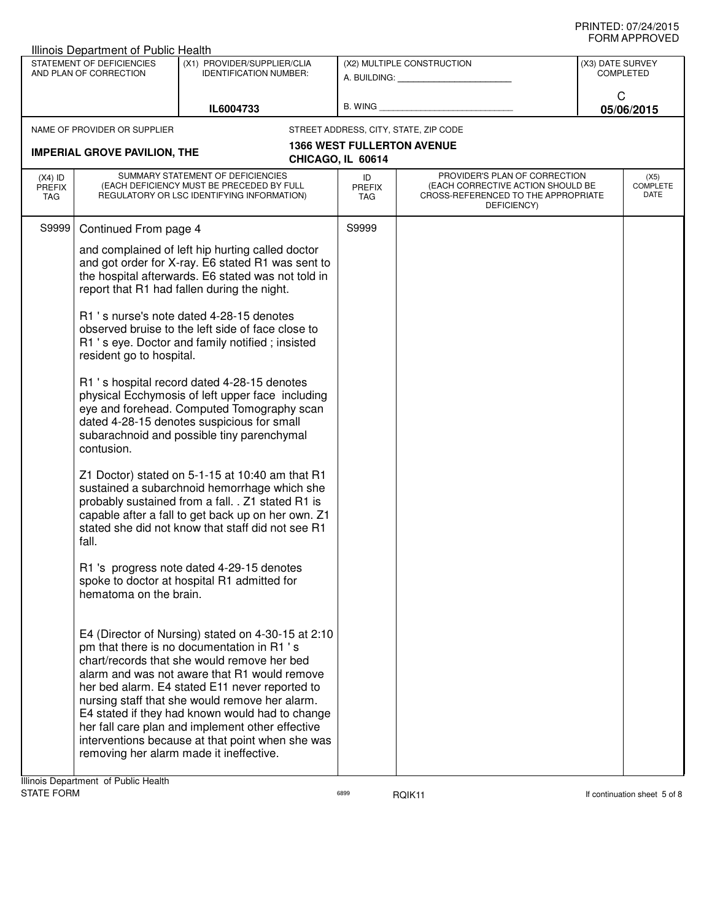PRINTED: 07/24/2015
FORM APPROVED

Illinois Department of Public Health

| STATEMENT OF DEFICIENCIES AND PLAN OF CORRECTION | (X1) PROVIDER/SUPPLIER/CLIA IDENTIFICATION NUMBER: | (X2) MULTIPLE CONSTRUCTION | (X3) DATE SURVEY COMPLETED |
|---|---|---|---|
| | IL6004733 | A. BUILDING: ______ B. WING ______ | C 05/06/2015 |

NAME OF PROVIDER OR SUPPLIER: **IMPERIAL GROVE PAVILION, THE**

STREET ADDRESS, CITY, STATE, ZIP CODE: **1366 WEST FULLERTON AVENUE CHICAGO, IL 60614**

| (X4) ID PREFIX TAG | SUMMARY STATEMENT OF DEFICIENCIES (EACH DEFICIENCY MUST BE PRECEDED BY FULL REGULATORY OR LSC IDENTIFYING INFORMATION) | ID PREFIX TAG | PROVIDER'S PLAN OF CORRECTION (EACH CORRECTIVE ACTION SHOULD BE CROSS-REFERENCED TO THE APPROPRIATE DEFICIENCY) | (X5) COMPLETE DATE |
|---|---|---|---|---|
| S9999 | Continued From page 4 | S9999 | | |

and complained of left hip hurting called doctor and got order for X-ray. E6 stated R1 was sent to the hospital afterwards. E6 stated was not told in report that R1 had fallen during the night.

R1 ' s nurse's note dated 4-28-15 denotes observed bruise to the left side of face close to R1 ' s eye. Doctor and family notified ; insisted resident go to hospital.

R1 ' s hospital record dated 4-28-15 denotes physical Ecchymosis of left upper face including eye and forehead. Computed Tomography scan dated 4-28-15 denotes suspicious for small subarachnoid and possible tiny parenchymal contusion.

Z1 Doctor) stated on 5-1-15 at 10:40 am that R1 sustained a subarchnoid hemorrhage which she probably sustained from a fall. . Z1 stated R1 is capable after a fall to get back up on her own. Z1 stated she did not know that staff did not see R1 fall.

R1 's progress note dated 4-29-15 denotes spoke to doctor at hospital R1 admitted for hematoma on the brain.

E4 (Director of Nursing) stated on 4-30-15 at 2:10 pm that there is no documentation in R1 ' s chart/records that she would remove her bed alarm and was not aware that R1 would remove her bed alarm. E4 stated E11 never reported to nursing staff that she would remove her alarm. E4 stated if they had known would had to change her fall care plan and implement other effective interventions because at that point when she was removing her alarm made it ineffective.

Illinois Department of Public Health
STATE FORM 6899 RQIK11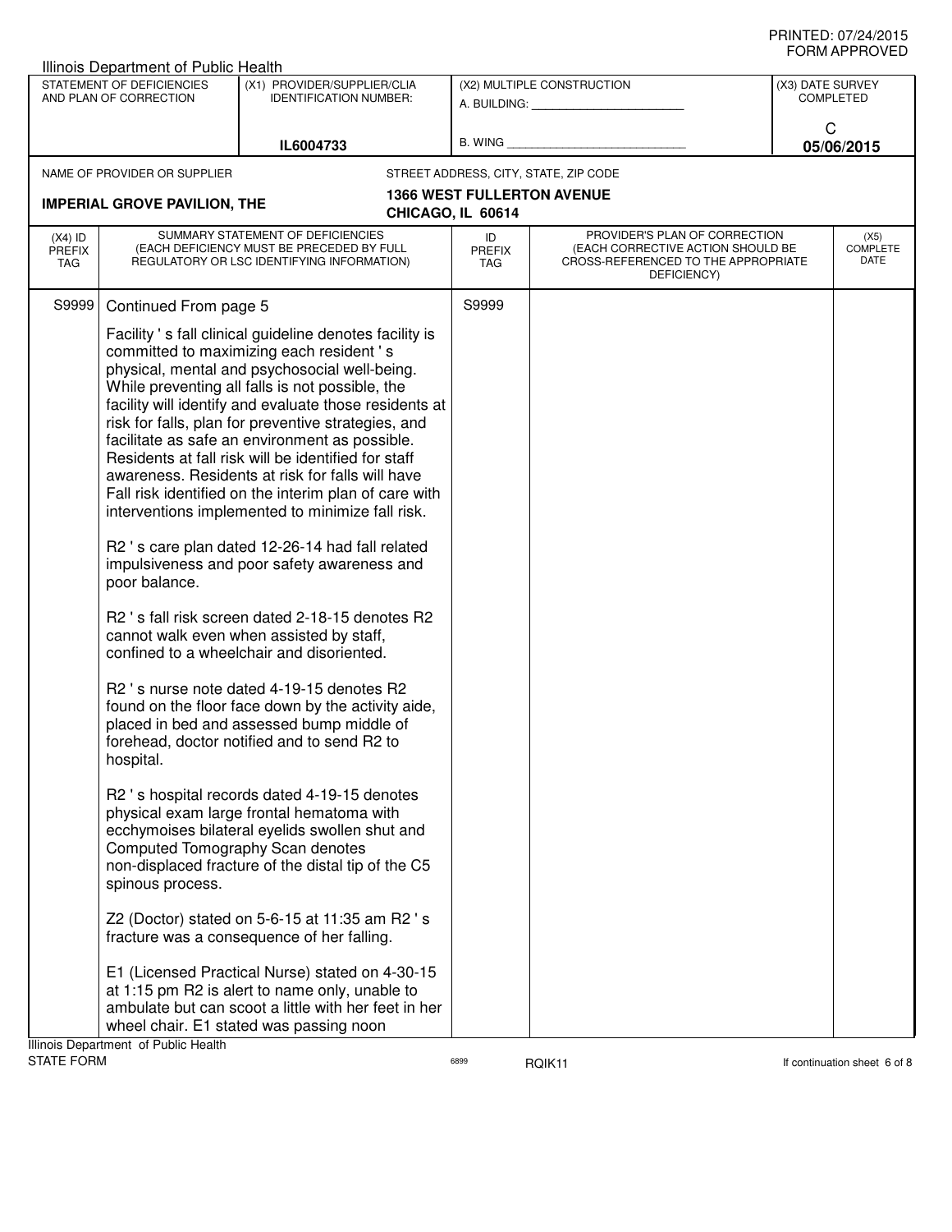Illinois Department of Public Health

| STATEMENT OF DEFICIENCIES AND PLAN OF CORRECTION | (X1) PROVIDER/SUPPLIER/CLIA IDENTIFICATION NUMBER: | (X2) MULTIPLE CONSTRUCTION | (X3) DATE SURVEY COMPLETED |
|---|---|---|---|
| | IL6004733 | A. BUILDING: ______ B. WING ______ | C 05/06/2015 |

NAME OF PROVIDER OR SUPPLIER: **IMPERIAL GROVE PAVILION, THE**

STREET ADDRESS, CITY, STATE, ZIP CODE: **1366 WEST FULLERTON AVENUE CHICAGO, IL 60614**

| (X4) ID PREFIX TAG | SUMMARY STATEMENT OF DEFICIENCIES (EACH DEFICIENCY MUST BE PRECEDED BY FULL REGULATORY OR LSC IDENTIFYING INFORMATION) | ID PREFIX TAG | PROVIDER'S PLAN OF CORRECTION (EACH CORRECTIVE ACTION SHOULD BE CROSS-REFERENCED TO THE APPROPRIATE DEFICIENCY) | (X5) COMPLETE DATE |
|---|---|---|---|---|
| S9999 | Continued From page 5 | S9999 | | |

Facility ' s fall clinical guideline denotes facility is committed to maximizing each resident ' s physical, mental and psychosocial well-being. While preventing all falls is not possible, the facility will identify and evaluate those residents at risk for falls, plan for preventive strategies, and facilitate as safe an environment as possible. Residents at fall risk will be identified for staff awareness. Residents at risk for falls will have Fall risk identified on the interim plan of care with interventions implemented to minimize fall risk.

R2 ' s care plan dated 12-26-14 had fall related impulsiveness and poor safety awareness and poor balance.

R2 ' s fall risk screen dated 2-18-15 denotes R2 cannot walk even when assisted by staff, confined to a wheelchair and disoriented.

R2 ' s nurse note dated 4-19-15 denotes R2 found on the floor face down by the activity aide, placed in bed and assessed bump middle of forehead, doctor notified and to send R2 to hospital.

R2 ' s hospital records dated 4-19-15 denotes physical exam large frontal hematoma with ecchymoises bilateral eyelids swollen shut and Computed Tomography Scan denotes non-displaced fracture of the distal tip of the C5 spinous process.

Z2 (Doctor) stated on 5-6-15 at 11:35 am R2 ' s fracture was a consequence of her falling.

E1 (Licensed Practical Nurse) stated on 4-30-15 at 1:15 pm R2 is alert to name only, unable to ambulate but can scoot a little with her feet in her wheel chair. E1 stated was passing noon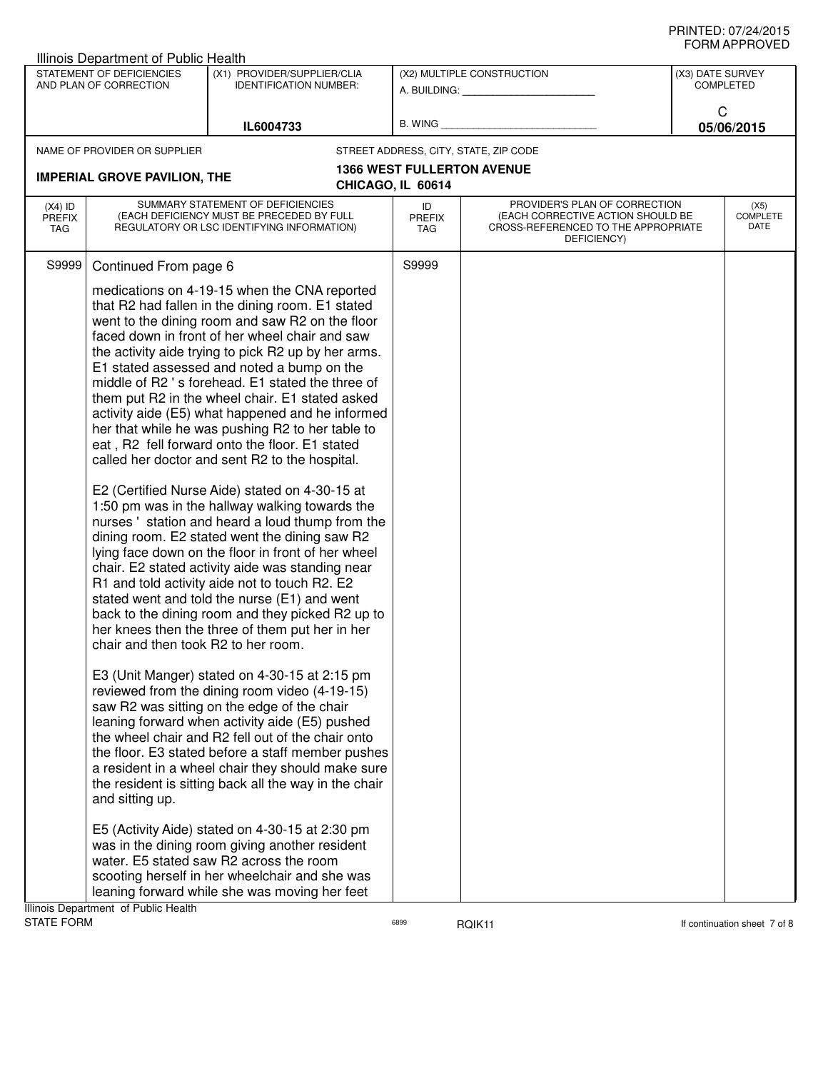PRINTED: 07/24/2015
FORM APPROVED

Illinois Department of Public Health

| STATEMENT OF DEFICIENCIES AND PLAN OF CORRECTION | (X1) PROVIDER/SUPPLIER/CLIA IDENTIFICATION NUMBER: | (X2) MULTIPLE CONSTRUCTION | (X3) DATE SURVEY COMPLETED |
|---|---|---|---|
| | IL6004733 | A. BUILDING: ______ B. WING ______ | C 05/06/2015 |

NAME OF PROVIDER OR SUPPLIER: **IMPERIAL GROVE PAVILION, THE**

STREET ADDRESS, CITY, STATE, ZIP CODE: **1366 WEST FULLERTON AVENUE CHICAGO, IL 60614**

| (X4) ID PREFIX TAG | SUMMARY STATEMENT OF DEFICIENCIES (EACH DEFICIENCY MUST BE PRECEDED BY FULL REGULATORY OR LSC IDENTIFYING INFORMATION) | ID PREFIX TAG | PROVIDER'S PLAN OF CORRECTION (EACH CORRECTIVE ACTION SHOULD BE CROSS-REFERENCED TO THE APPROPRIATE DEFICIENCY) | (X5) COMPLETE DATE |
|---|---|---|---|---|
| S9999 | Continued From page 6 | S9999 | | |

medications on 4-19-15 when the CNA reported that R2 had fallen in the dining room. E1 stated went to the dining room and saw R2 on the floor faced down in front of her wheel chair and saw the activity aide trying to pick R2 up by her arms. E1 stated assessed and noted a bump on the middle of R2 ' s forehead. E1 stated the three of them put R2 in the wheel chair. E1 stated asked activity aide (E5) what happened and he informed her that while he was pushing R2 to her table to eat , R2 fell forward onto the floor. E1 stated called her doctor and sent R2 to the hospital.

E2 (Certified Nurse Aide) stated on 4-30-15 at 1:50 pm was in the hallway walking towards the nurses ' station and heard a loud thump from the dining room. E2 stated went the dining saw R2 lying face down on the floor in front of her wheel chair. E2 stated activity aide was standing near R1 and told activity aide not to touch R2. E2 stated went and told the nurse (E1) and went back to the dining room and they picked R2 up to her knees then the three of them put her in her chair and then took R2 to her room.

E3 (Unit Manger) stated on 4-30-15 at 2:15 pm reviewed from the dining room video (4-19-15) saw R2 was sitting on the edge of the chair leaning forward when activity aide (E5) pushed the wheel chair and R2 fell out of the chair onto the floor. E3 stated before a staff member pushes a resident in a wheel chair they should make sure the resident is sitting back all the way in the chair and sitting up.

E5 (Activity Aide) stated on 4-30-15 at 2:30 pm was in the dining room giving another resident water. E5 stated saw R2 across the room scooting herself in her wheelchair and she was leaning forward while she was moving her feet

Illinois Department of Public Health
STATE FORM 6899 RQIK11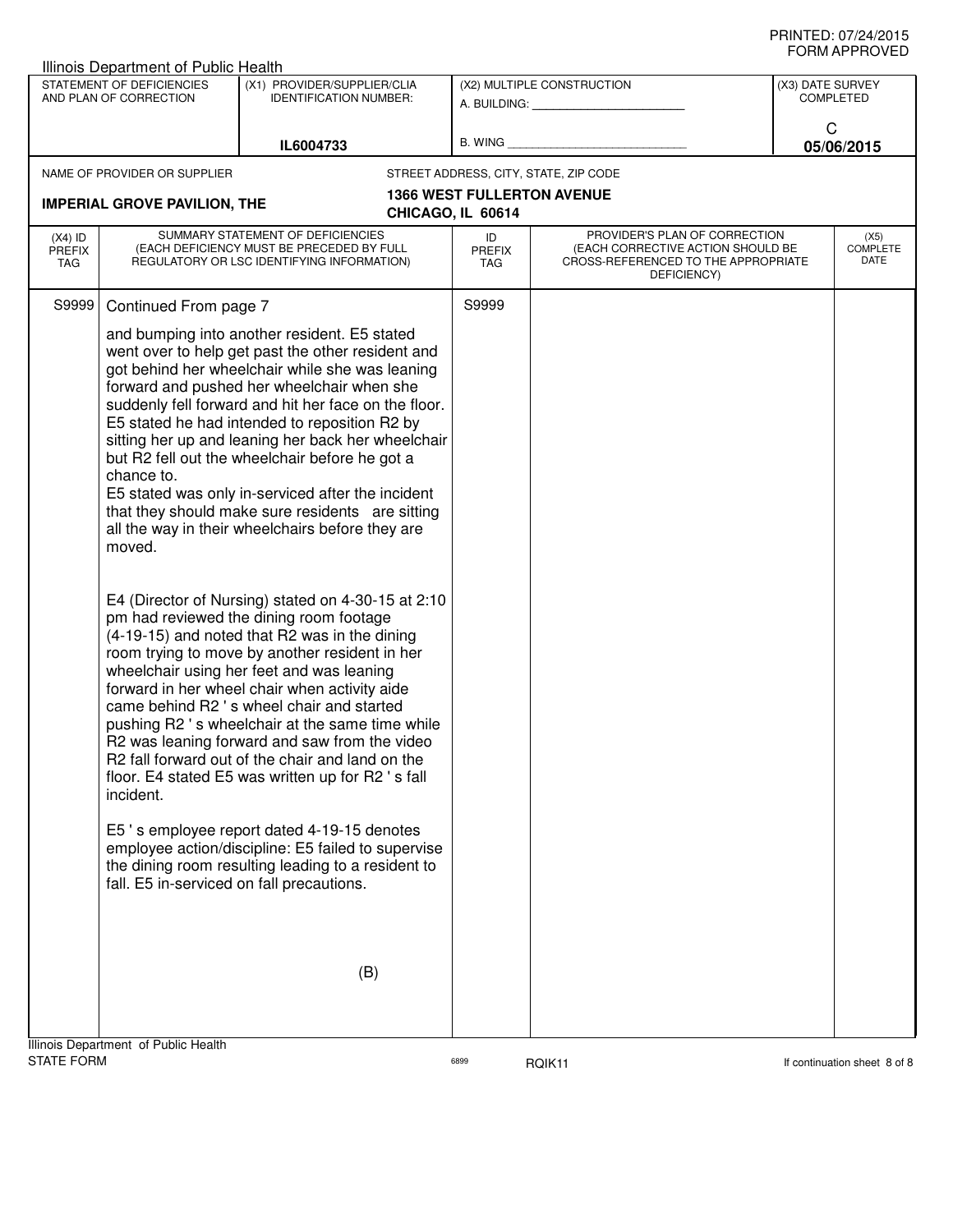Illinois Department of Public Health

| STATEMENT OF DEFICIENCIES AND PLAN OF CORRECTION | (X1) PROVIDER/SUPPLIER/CLIA IDENTIFICATION NUMBER: | (X2) MULTIPLE CONSTRUCTION | (X3) DATE SURVEY COMPLETED |
|---|---|---|---|
| | IL6004733 | A. BUILDING: ______ B. WING ______ | C 05/06/2015 |

NAME OF PROVIDER OR SUPPLIER: **IMPERIAL GROVE PAVILION, THE**

STREET ADDRESS, CITY, STATE, ZIP CODE: **1366 WEST FULLERTON AVENUE CHICAGO, IL 60614**

| (X4) ID PREFIX TAG | SUMMARY STATEMENT OF DEFICIENCIES (EACH DEFICIENCY MUST BE PRECEDED BY FULL REGULATORY OR LSC IDENTIFYING INFORMATION) | ID PREFIX TAG | PROVIDER'S PLAN OF CORRECTION (EACH CORRECTIVE ACTION SHOULD BE CROSS-REFERENCED TO THE APPROPRIATE DEFICIENCY) | (X5) COMPLETE DATE |
|---|---|---|---|---|
| S9999 | Continued From page 7 | S9999 | | |

and bumping into another resident. E5 stated went over to help get past the other resident and got behind her wheelchair while she was leaning forward and pushed her wheelchair when she suddenly fell forward and hit her face on the floor. E5 stated he had intended to reposition R2 by sitting her up and leaning her back her wheelchair but R2 fell out the wheelchair before he got a chance to.
E5 stated was only in-serviced after the incident that they should make sure residents are sitting all the way in their wheelchairs before they are moved.

E4 (Director of Nursing) stated on 4-30-15 at 2:10 pm had reviewed the dining room footage (4-19-15) and noted that R2 was in the dining room trying to move by another resident in her wheelchair using her feet and was leaning forward in her wheel chair when activity aide came behind R2 ' s wheel chair and started pushing R2 ' s wheelchair at the same time while R2 was leaning forward and saw from the video R2 fall forward out of the chair and land on the floor. E4 stated E5 was written up for R2 ' s fall incident.

E5 ' s employee report dated 4-19-15 denotes employee action/discipline: E5 failed to supervise the dining room resulting leading to a resident to fall. E5 in-serviced on fall precautions.

(B)

Illinois Department of Public Health
STATE FORM 6899 RQIK11